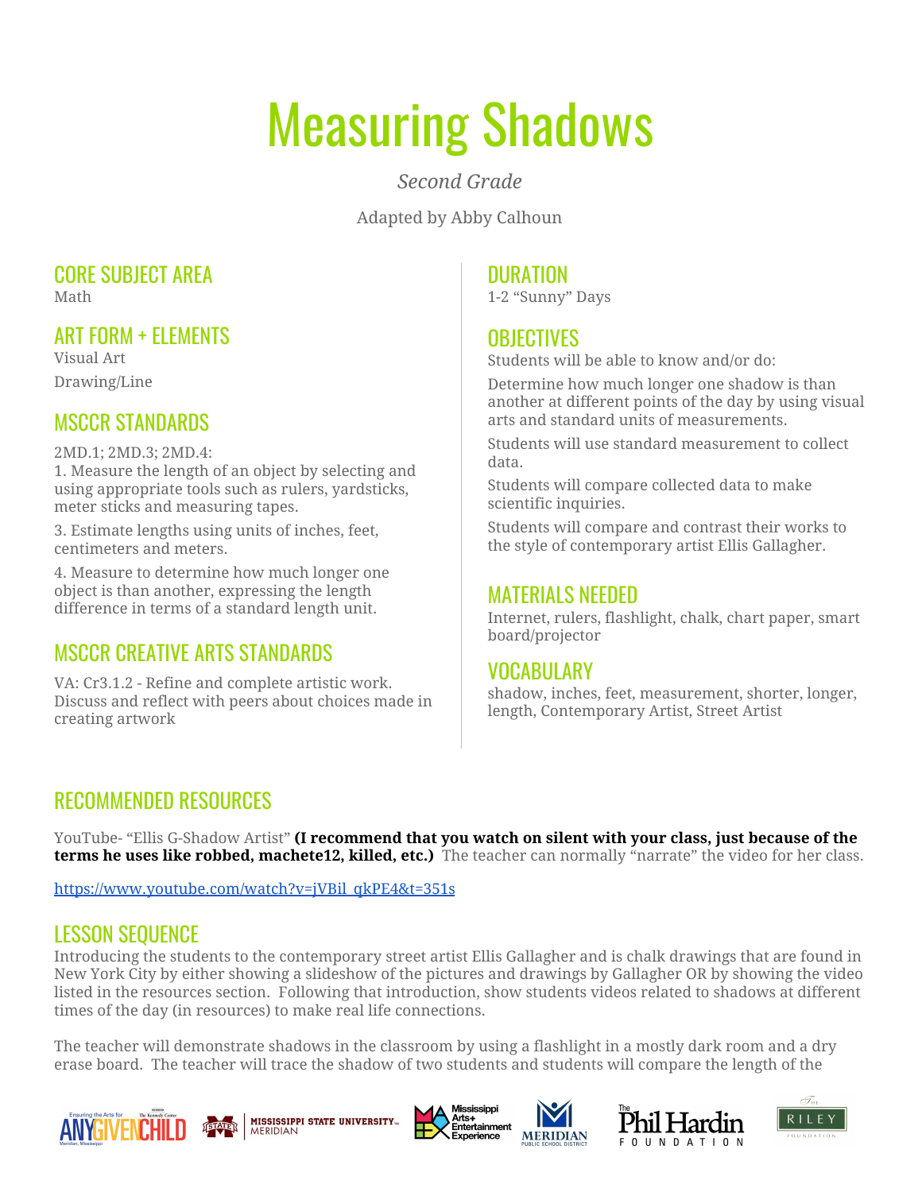# Measuring Shadows

*Second Grade*

Adapted by Abby Calhoun

## CORE SUBJECT AREA

Math

## ART FORM + ELEMENTS

Visual Art

Drawing/Line

## MSCCR STANDARDS

2MD.1; 2MD.3; 2MD.4:

1. Measure the length of an object by selecting and using appropriate tools such as rulers, yardsticks, meter sticks and measuring tapes.

3. Estimate lengths using units of inches, feet, centimeters and meters.

4. Measure to determine how much longer one object is than another, expressing the length difference in terms of a standard length unit.

## MSCCR CREATIVE ARTS STANDARDS

VA: Cr3.1.2 - Refine and complete artistic work. Discuss and reflect with peers about choices made in creating artwork

## DURATION

1-2 "Sunny" Days

## OBJECTIVES

Students will be able to know and/or do:

Determine how much longer one shadow is than another at different points of the day by using visual arts and standard units of measurements.

Students will use standard measurement to collect data.

Students will compare collected data to make scientific inquiries.

Students will compare and contrast their works to the style of contemporary artist Ellis Gallagher.

## MATERIALS NEEDED

Internet, rulers, flashlight, chalk, chart paper, smart board/projector

## VOCABULARY

shadow, inches, feet, measurement, shorter, longer, length, Contemporary Artist, Street Artist

## RECOMMENDED RESOURCES

YouTube- "Ellis G-Shadow Artist" **(I recommend that you watch on silent with your class, just because of the terms he uses like robbed, machete12, killed, etc.)** The teacher can normally "narrate" the video for her class.

https://www.youtube.com/watch?v=jVBil_qkPE4&t=351s

## LESSON SEQUENCE

Introducing the students to the contemporary street artist Ellis Gallagher and is chalk drawings that are found in New York City by either showing a slideshow of the pictures and drawings by Gallagher OR by showing the video listed in the resources section. Following that introduction, show students videos related to shadows at different times of the day (in resources) to make real life connections.

The teacher will demonstrate shadows in the classroom by using a flashlight in a mostly dark room and a dry erase board. The teacher will trace the shadow of two students and students will compare the length of the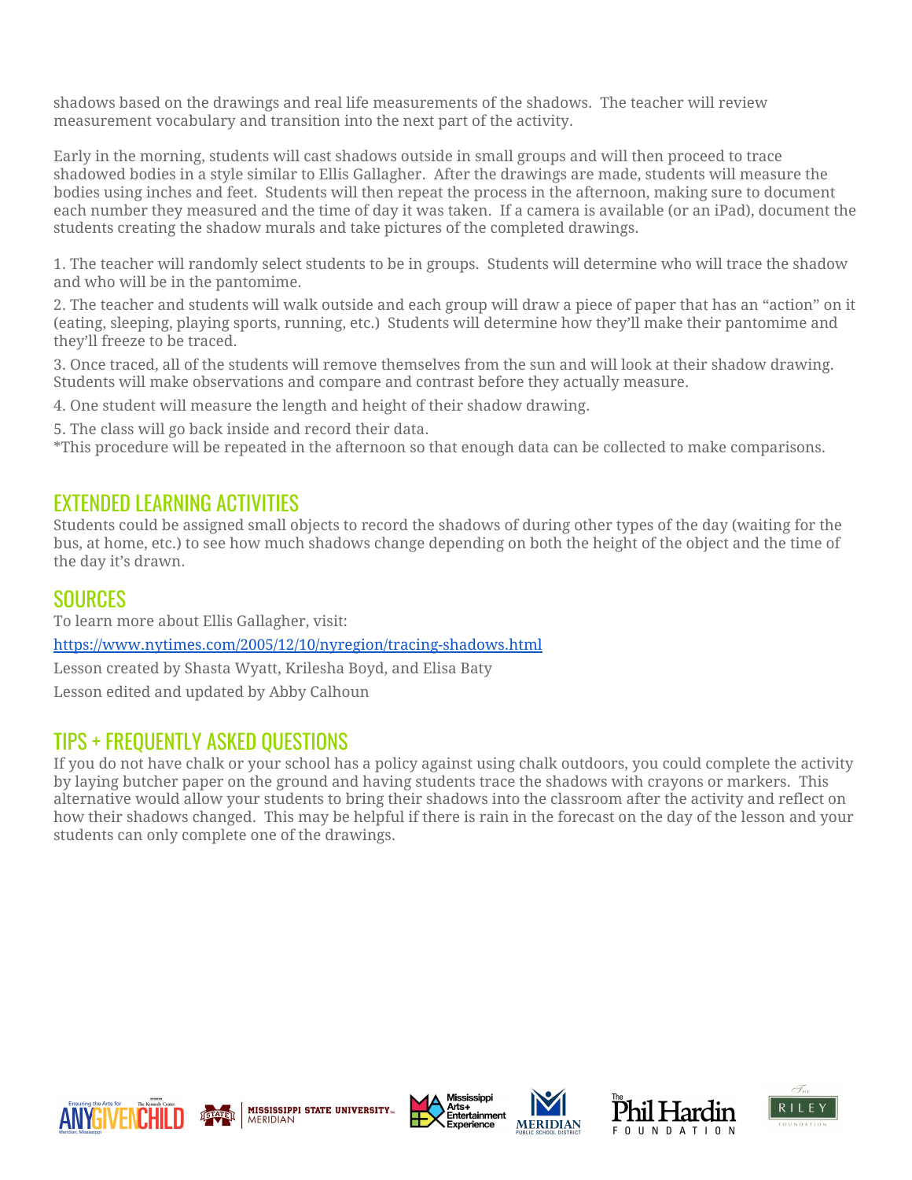shadows based on the drawings and real life measurements of the shadows. The teacher will review measurement vocabulary and transition into the next part of the activity.

Early in the morning, students will cast shadows outside in small groups and will then proceed to trace shadowed bodies in a style similar to Ellis Gallagher. After the drawings are made, students will measure the bodies using inches and feet. Students will then repeat the process in the afternoon, making sure to document each number they measured and the time of day it was taken. If a camera is available (or an iPad), document the students creating the shadow murals and take pictures of the completed drawings.

1. The teacher will randomly select students to be in groups. Students will determine who will trace the shadow and who will be in the pantomime.
2. The teacher and students will walk outside and each group will draw a piece of paper that has an "action" on it (eating, sleeping, playing sports, running, etc.) Students will determine how they'll make their pantomime and they'll freeze to be traced.
3. Once traced, all of the students will remove themselves from the sun and will look at their shadow drawing. Students will make observations and compare and contrast before they actually measure.
4. One student will measure the length and height of their shadow drawing.
5. The class will go back inside and record their data.

*This procedure will be repeated in the afternoon so that enough data can be collected to make comparisons.

## EXTENDED LEARNING ACTIVITIES

Students could be assigned small objects to record the shadows of during other types of the day (waiting for the bus, at home, etc.) to see how much shadows change depending on both the height of the object and the time of the day it's drawn.

## SOURCES

To learn more about Ellis Gallagher, visit:

https://www.nytimes.com/2005/12/10/nyregion/tracing-shadows.html

Lesson created by Shasta Wyatt, Krilesha Boyd, and Elisa Baty

Lesson edited and updated by Abby Calhoun

## TIPS + FREQUENTLY ASKED QUESTIONS

If you do not have chalk or your school has a policy against using chalk outdoors, you could complete the activity by laying butcher paper on the ground and having students trace the shadows with crayons or markers. This alternative would allow your students to bring their shadows into the classroom after the activity and reflect on how their shadows changed. This may be helpful if there is rain in the forecast on the day of the lesson and your students can only complete one of the drawings.